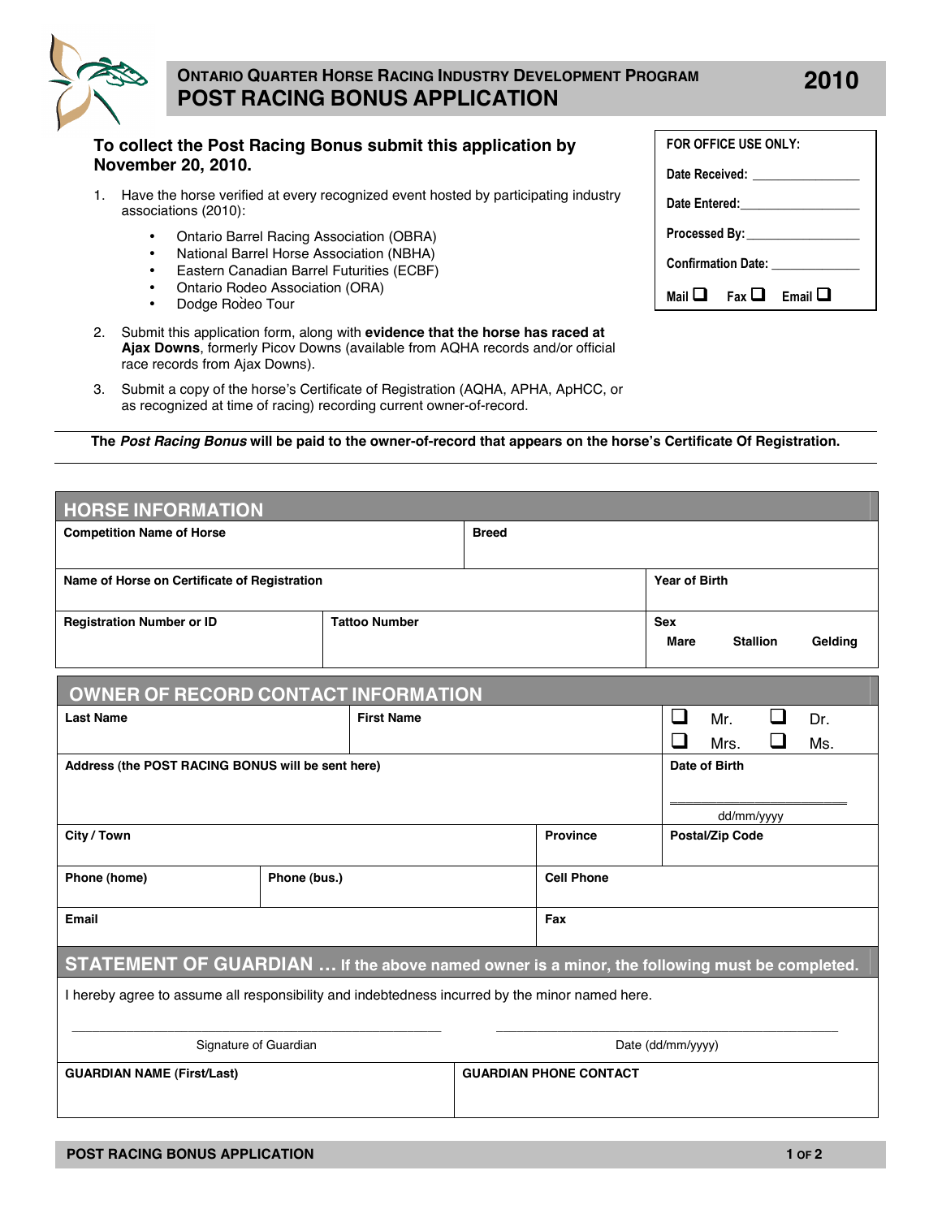# ONTARIO QUARTER HORSE RACING INDUSTRY DEVELOPMENT PROGRAM

# POST RACING BONUS APPLICATION

**2010**

| FOR OFFICE USE ONLY: |
|---|
| Date Received: ____________ |
| Date Entered: ____________ |
| Processed By: ____________ |
| Confirmation Date: ____________ |
| Mail ❑ Fax ❑ Email ❑ |

**To collect the Post Racing Bonus submit this application by November 20, 2010.**

1. Have the horse verified at every recognized event hosted by participating industry associations (2010):
   - Ontario Barrel Racing Association (OBRA)
   - National Barrel Horse Association (NBHA)
   - Eastern Canadian Barrel Futurities (ECBF)
   - Ontario Rodeo Association (ORA)
   - Dodge Rodeo Tour
2. Submit this application form, along with **evidence that the horse has raced at Ajax Downs**, formerly Picov Downs (available from AQHA records and/or official race records from Ajax Downs).
3. Submit a copy of the horse's Certificate of Registration (AQHA, APHA, ApHCC, or as recognized at time of racing) recording current owner-of-record.

**The *Post Racing Bonus* will be paid to the owner-of-record that appears on the horse's Certificate Of Registration.**

## HORSE INFORMATION

| Competition Name of Horse | | Breed |
|---|---|---|
| **Name of Horse on Certificate of Registration** | | **Year of Birth** |
| **Registration Number or ID** | **Tattoo Number** | **Sex** Mare Stallion Gelding |

## OWNER OF RECORD CONTACT INFORMATION

| Last Name | First Name | | ❑ Mr. ❑ Dr. ❑ Mrs. ❑ Ms. |
|---|---|---|---|
| **Address (the POST RACING BONUS will be sent here)** | | | **Date of Birth** ____________ dd/mm/yyyy |
| **City / Town** | | **Province** | **Postal/Zip Code** |
| **Phone (home)** | **Phone (bus.)** | **Cell Phone** | |
| **Email** | | **Fax** | |

## STATEMENT OF GUARDIAN … If the above named owner is a minor, the following must be completed.

I hereby agree to assume all responsibility and indebtedness incurred by the minor named here.

| ______________________________ Signature of Guardian | ______________________________ Date (dd/mm/yyyy) |
|---|---|
| **GUARDIAN NAME (First/Last)** | **GUARDIAN PHONE CONTACT** |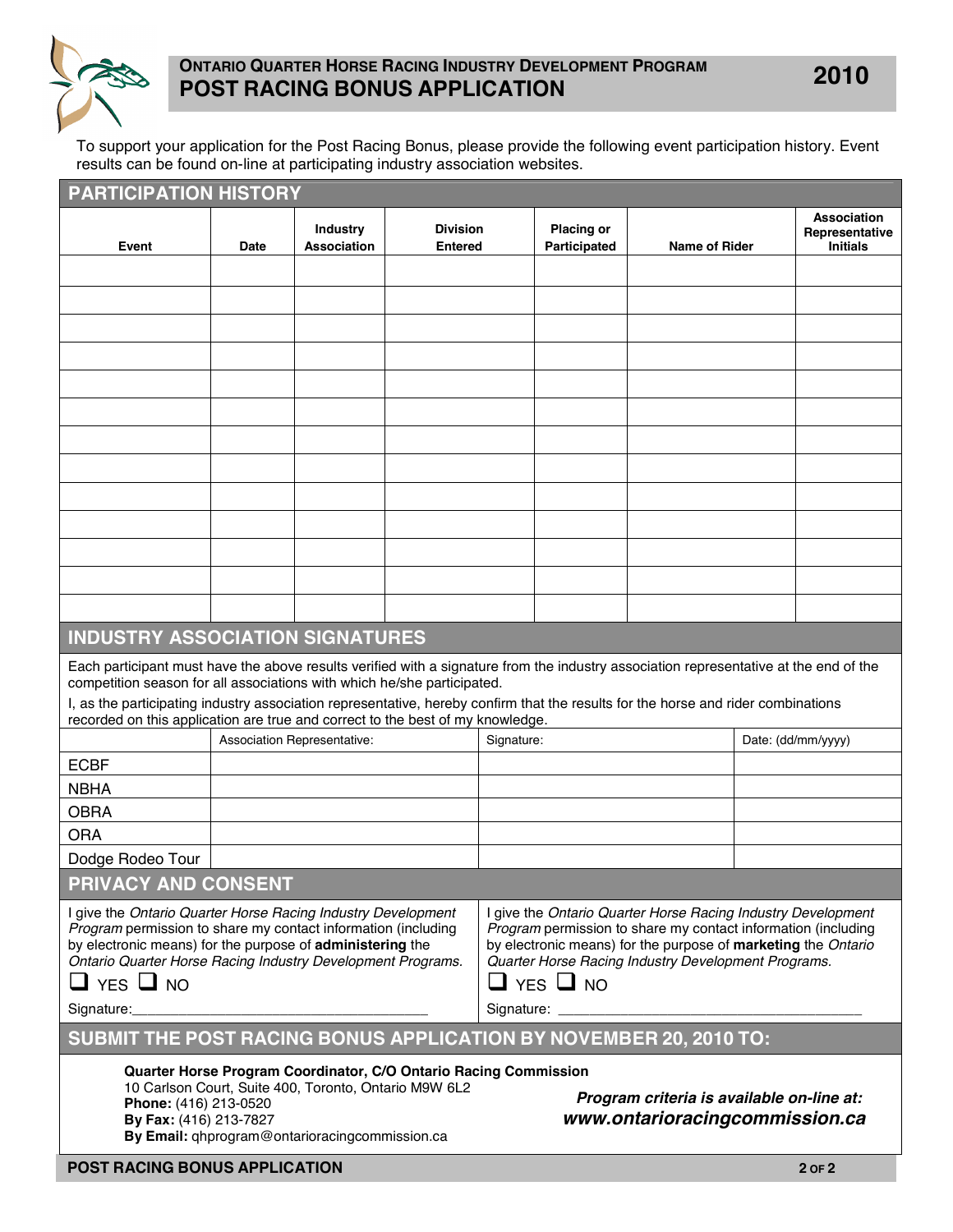**ONTARIO QUARTER HORSE RACING INDUSTRY DEVELOPMENT PROGRAM**

# POST RACING BONUS APPLICATION

**2010**

To support your application for the Post Racing Bonus, please provide the following event participation history. Event results can be found on-line at participating industry association websites.

## PARTICIPATION HISTORY

| Event | Date | Industry Association | Division Entered | Placing or Participated | Name of Rider | Association Representative Initials |
|---|---|---|---|---|---|---|
| | | | | | | |
| | | | | | | |
| | | | | | | |
| | | | | | | |
| | | | | | | |
| | | | | | | |
| | | | | | | |
| | | | | | | |
| | | | | | | |
| | | | | | | |
| | | | | | | |
| | | | | | | |
| | | | | | | |

## INDUSTRY ASSOCIATION SIGNATURES

Each participant must have the above results verified with a signature from the industry association representative at the end of the competition season for all associations with which he/she participated.

I, as the participating industry association representative, hereby confirm that the results for the horse and rider combinations recorded on this application are true and correct to the best of my knowledge.

| | Association Representative: | Signature: | Date: (dd/mm/yyyy) |
|---|---|---|---|
| ECBF | | | |
| NBHA | | | |
| OBRA | | | |
| ORA | | | |
| Dodge Rodeo Tour | | | |

## PRIVACY AND CONSENT

I give the *Ontario Quarter Horse Racing Industry Development Program* permission to share my contact information (including by electronic means) for the purpose of **administering** the *Ontario Quarter Horse Racing Industry Development Programs.*

❑ YES ❑ NO

Signature:_______________________________________

I give the *Ontario Quarter Horse Racing Industry Development Program* permission to share my contact information (including by electronic means) for the purpose of **marketing** the *Ontario Quarter Horse Racing Industry Development Programs.*

❑ YES ❑ NO

Signature: _______________________________________

## SUBMIT THE POST RACING BONUS APPLICATION BY NOVEMBER 20, 2010 TO:

**Quarter Horse Program Coordinator, C/O Ontario Racing Commission**
10 Carlson Court, Suite 400, Toronto, Ontario M9W 6L2
**Phone:** (416) 213-0520
**By Fax:** (416) 213-7827
**By Email:** qhprogram@ontarioracingcommission.ca

***Program criteria is available on-line at:***
***www.ontarioracingcommission.ca***